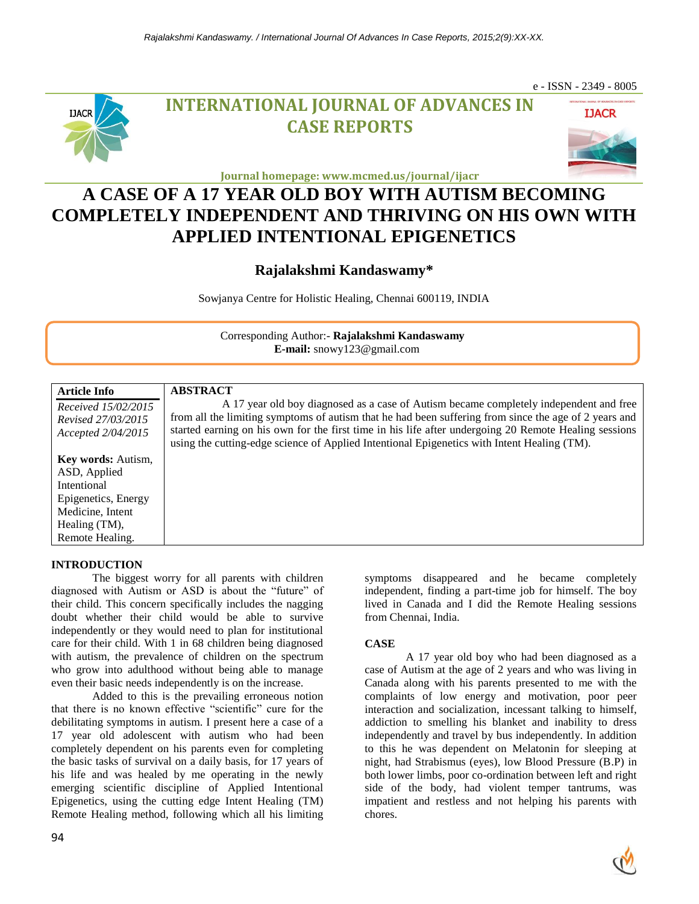e - ISSN - 2349 - 8005

# INTERNATIONAL JOURNAL OF ADVANCES IN CASE REPORTS

**Journal homepage: www.mcmed.us/journal/ijacr**

# A CASE OF A 17 YEAR OLD BOY WITH AUTISM BECOMING COMPLETELY INDEPENDENT AND THRIVING ON HIS OWN WITH APPLIED INTENTIONAL EPIGENETICS

## Rajalakshmi Kandaswamy*

Sowjanya Centre for Holistic Healing, Chennai 600119, INDIA

Corresponding Author:- **Rajalakshmi Kandaswamy**
**E-mail:** snowy123@gmail.com

| Article Info | ABSTRACT |
|---|---|
| *Received 15/02/2015*<br>*Revised 27/03/2015*<br>*Accepted 2/04/2015*<br><br>**Key words:** Autism, ASD, Applied Intentional Epigenetics, Energy Medicine, Intent Healing (TM), Remote Healing. | A 17 year old boy diagnosed as a case of Autism became completely independent and free from all the limiting symptoms of autism that he had been suffering from since the age of 2 years and started earning on his own for the first time in his life after undergoing 20 Remote Healing sessions using the cutting-edge science of Applied Intentional Epigenetics with Intent Healing (TM). |

## INTRODUCTION

The biggest worry for all parents with children diagnosed with Autism or ASD is about the "future" of their child. This concern specifically includes the nagging doubt whether their child would be able to survive independently or they would need to plan for institutional care for their child. With 1 in 68 children being diagnosed with autism, the prevalence of children on the spectrum who grow into adulthood without being able to manage even their basic needs independently is on the increase.

Added to this is the prevailing erroneous notion that there is no known effective "scientific" cure for the debilitating symptoms in autism. I present here a case of a 17 year old adolescent with autism who had been completely dependent on his parents even for completing the basic tasks of survival on a daily basis, for 17 years of his life and was healed by me operating in the newly emerging scientific discipline of Applied Intentional Epigenetics, using the cutting edge Intent Healing (TM) Remote Healing method, following which all his limiting symptoms disappeared and he became completely independent, finding a part-time job for himself. The boy lived in Canada and I did the Remote Healing sessions from Chennai, India.

## CASE

A 17 year old boy who had been diagnosed as a case of Autism at the age of 2 years and who was living in Canada along with his parents presented to me with the complaints of low energy and motivation, poor peer interaction and socialization, incessant talking to himself, addiction to smelling his blanket and inability to dress independently and travel by bus independently. In addition to this he was dependent on Melatonin for sleeping at night, had Strabismus (eyes), low Blood Pressure (B.P) in both lower limbs, poor co-ordination between left and right side of the body, had violent temper tantrums, was impatient and restless and not helping his parents with chores.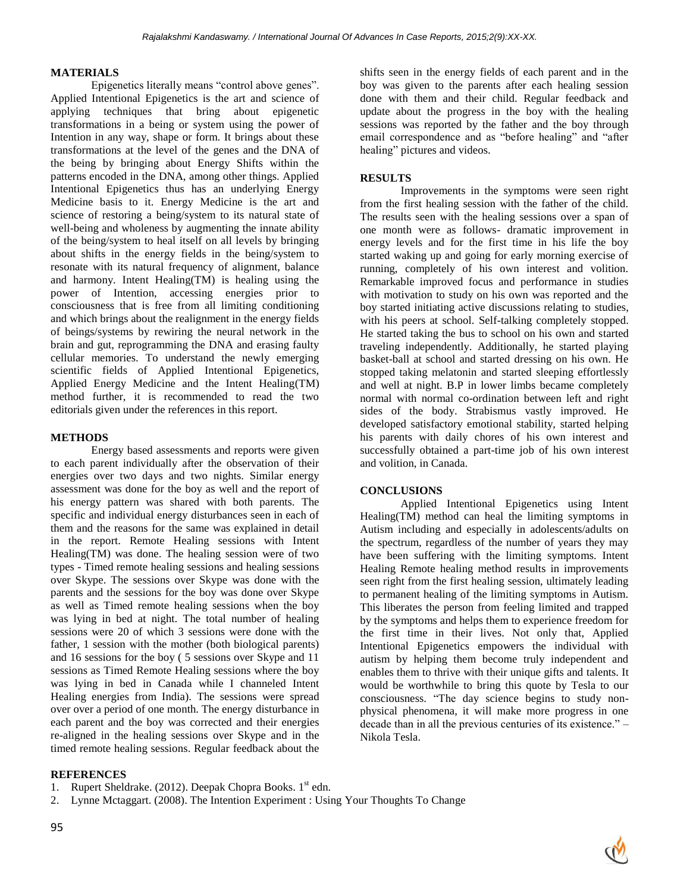## MATERIALS

Epigenetics literally means "control above genes". Applied Intentional Epigenetics is the art and science of applying techniques that bring about epigenetic transformations in a being or system using the power of Intention in any way, shape or form. It brings about these transformations at the level of the genes and the DNA of the being by bringing about Energy Shifts within the patterns encoded in the DNA, among other things. Applied Intentional Epigenetics thus has an underlying Energy Medicine basis to it. Energy Medicine is the art and science of restoring a being/system to its natural state of well-being and wholeness by augmenting the innate ability of the being/system to heal itself on all levels by bringing about shifts in the energy fields in the being/system to resonate with its natural frequency of alignment, balance and harmony. Intent Healing(TM) is healing using the power of Intention, accessing energies prior to consciousness that is free from all limiting conditioning and which brings about the realignment in the energy fields of beings/systems by rewiring the neural network in the brain and gut, reprogramming the DNA and erasing faulty cellular memories. To understand the newly emerging scientific fields of Applied Intentional Epigenetics, Applied Energy Medicine and the Intent Healing(TM) method further, it is recommended to read the two editorials given under the references in this report.

## METHODS

Energy based assessments and reports were given to each parent individually after the observation of their energies over two days and two nights. Similar energy assessment was done for the boy as well and the report of his energy pattern was shared with both parents. The specific and individual energy disturbances seen in each of them and the reasons for the same was explained in detail in the report. Remote Healing sessions with Intent Healing(TM) was done. The healing session were of two types - Timed remote healing sessions and healing sessions over Skype. The sessions over Skype was done with the parents and the sessions for the boy was done over Skype as well as Timed remote healing sessions when the boy was lying in bed at night. The total number of healing sessions were 20 of which 3 sessions were done with the father, 1 session with the mother (both biological parents) and 16 sessions for the boy ( 5 sessions over Skype and 11 sessions as Timed Remote Healing sessions where the boy was lying in bed in Canada while I channeled Intent Healing energies from India). The sessions were spread over over a period of one month. The energy disturbance in each parent and the boy was corrected and their energies re-aligned in the healing sessions over Skype and in the timed remote healing sessions. Regular feedback about the shifts seen in the energy fields of each parent and in the boy was given to the parents after each healing session done with them and their child. Regular feedback and update about the progress in the boy with the healing sessions was reported by the father and the boy through email correspondence and as "before healing" and "after healing" pictures and videos.

## RESULTS

Improvements in the symptoms were seen right from the first healing session with the father of the child. The results seen with the healing sessions over a span of one month were as follows- dramatic improvement in energy levels and for the first time in his life the boy started waking up and going for early morning exercise of running, completely of his own interest and volition. Remarkable improved focus and performance in studies with motivation to study on his own was reported and the boy started initiating active discussions relating to studies, with his peers at school. Self-talking completely stopped. He started taking the bus to school on his own and started traveling independently. Additionally, he started playing basket-ball at school and started dressing on his own. He stopped taking melatonin and started sleeping effortlessly and well at night. B.P in lower limbs became completely normal with normal co-ordination between left and right sides of the body. Strabismus vastly improved. He developed satisfactory emotional stability, started helping his parents with daily chores of his own interest and successfully obtained a part-time job of his own interest and volition, in Canada.

## CONCLUSIONS

Applied Intentional Epigenetics using Intent Healing(TM) method can heal the limiting symptoms in Autism including and especially in adolescents/adults on the spectrum, regardless of the number of years they may have been suffering with the limiting symptoms. Intent Healing Remote healing method results in improvements seen right from the first healing session, ultimately leading to permanent healing of the limiting symptoms in Autism. This liberates the person from feeling limited and trapped by the symptoms and helps them to experience freedom for the first time in their lives. Not only that, Applied Intentional Epigenetics empowers the individual with autism by helping them become truly independent and enables them to thrive with their unique gifts and talents. It would be worthwhile to bring this quote by Tesla to our consciousness. "The day science begins to study non-physical phenomena, it will make more progress in one decade than in all the previous centuries of its existence." – Nikola Tesla.

## REFERENCES

1. Rupert Sheldrake. (2012). Deepak Chopra Books. 1st edn.
2. Lynne Mctaggart. (2008). The Intention Experiment : Using Your Thoughts To Change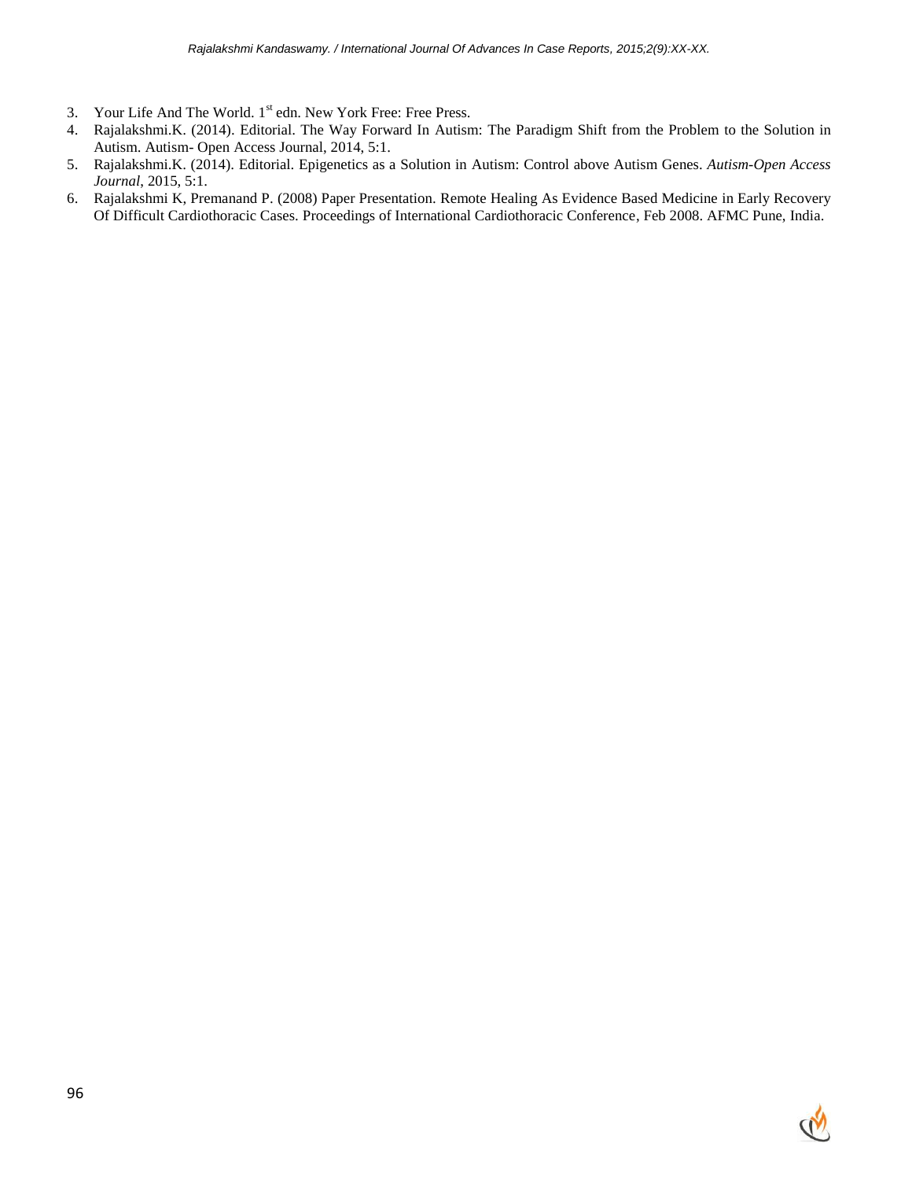3. Your Life And The World. 1st edn. New York Free: Free Press.
4. Rajalakshmi.K. (2014). Editorial. The Way Forward In Autism: The Paradigm Shift from the Problem to the Solution in Autism. Autism- Open Access Journal, 2014, 5:1.
5. Rajalakshmi.K. (2014). Editorial. Epigenetics as a Solution in Autism: Control above Autism Genes. *Autism-Open Access Journal*, 2015, 5:1.
6. Rajalakshmi K, Premanand P. (2008) Paper Presentation. Remote Healing As Evidence Based Medicine in Early Recovery Of Difficult Cardiothoracic Cases. Proceedings of International Cardiothoracic Conference, Feb 2008. AFMC Pune, India.